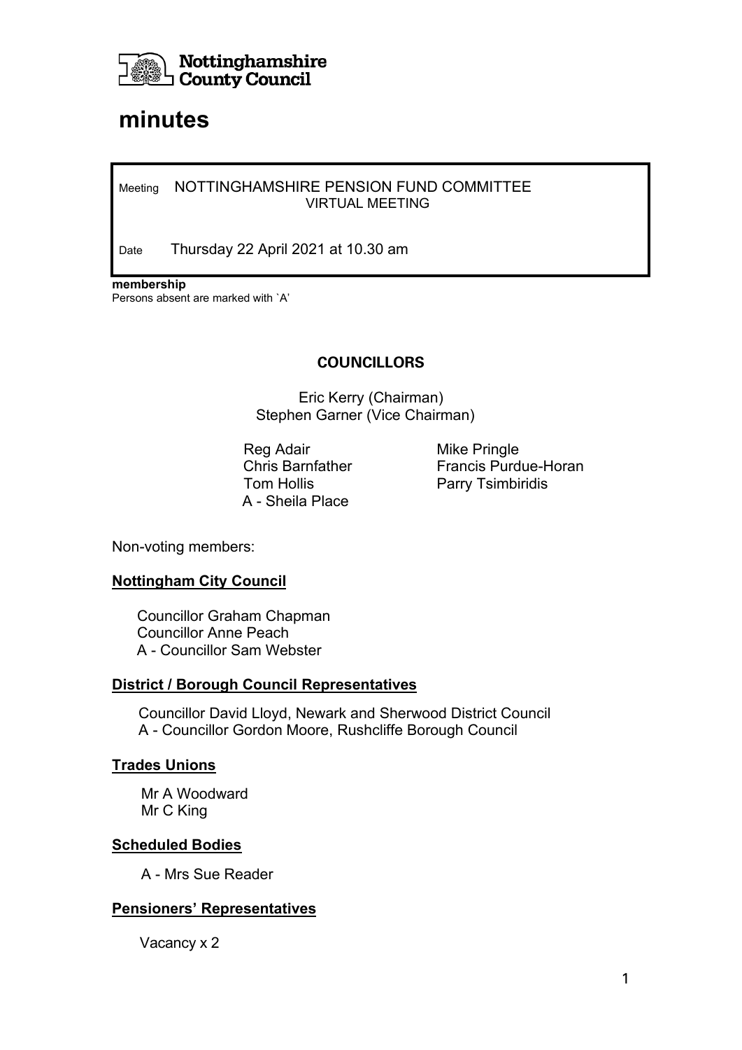Nottinghamshire County Council

# minutes

Meeting NOTTINGHAMSHIRE PENSION FUND COMMITTEE
VIRTUAL MEETING

Date Thursday 22 April 2021 at 10.30 am

**membership**
Persons absent are marked with `A'

**COUNCILLORS**

Eric Kerry (Chairman)
Stephen Garner (Vice Chairman)

Reg Adair
Chris Barnfather
Tom Hollis
A - Sheila Place
Mike Pringle
Francis Purdue-Horan
Parry Tsimbiridis

Non-voting members:

**Nottingham City Council**

Councillor Graham Chapman
Councillor Anne Peach
A - Councillor Sam Webster

**District / Borough Council Representatives**

Councillor David Lloyd, Newark and Sherwood District Council
A - Councillor Gordon Moore, Rushcliffe Borough Council

**Trades Unions**

Mr A Woodward
Mr C King

**Scheduled Bodies**

A - Mrs Sue Reader

**Pensioners' Representatives**

Vacancy x 2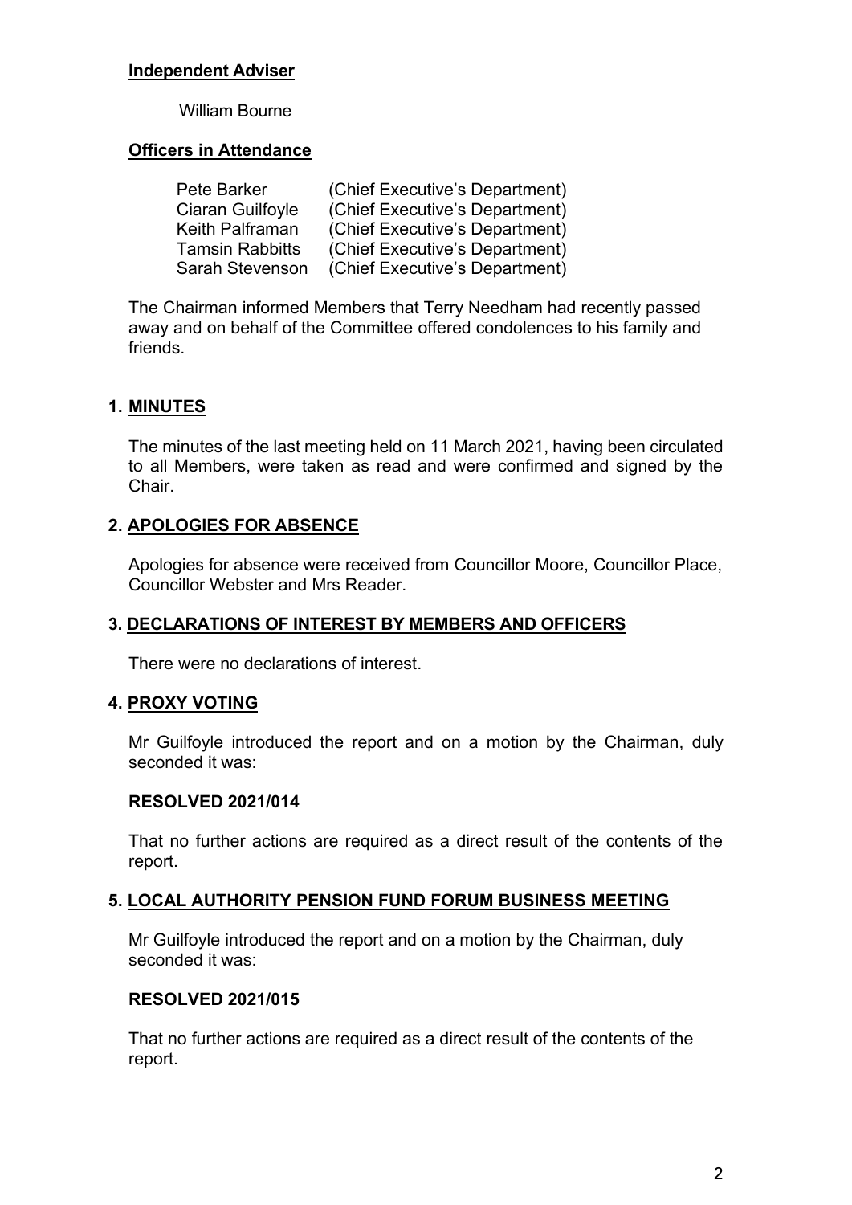**Independent Adviser**

William Bourne

**Officers in Attendance**

| | |
|---|---|
| Pete Barker | (Chief Executive's Department) |
| Ciaran Guilfoyle | (Chief Executive's Department) |
| Keith Palframan | (Chief Executive's Department) |
| Tamsin Rabbitts | (Chief Executive's Department) |
| Sarah Stevenson | (Chief Executive's Department) |

The Chairman informed Members that Terry Needham had recently passed away and on behalf of the Committee offered condolences to his family and friends.

## 1. MINUTES

The minutes of the last meeting held on 11 March 2021, having been circulated to all Members, were taken as read and were confirmed and signed by the Chair.

## 2. APOLOGIES FOR ABSENCE

Apologies for absence were received from Councillor Moore, Councillor Place, Councillor Webster and Mrs Reader.

## 3. DECLARATIONS OF INTEREST BY MEMBERS AND OFFICERS

There were no declarations of interest.

## 4. PROXY VOTING

Mr Guilfoyle introduced the report and on a motion by the Chairman, duly seconded it was:

**RESOLVED 2021/014**

That no further actions are required as a direct result of the contents of the report.

## 5. LOCAL AUTHORITY PENSION FUND FORUM BUSINESS MEETING

Mr Guilfoyle introduced the report and on a motion by the Chairman, duly seconded it was:

**RESOLVED 2021/015**

That no further actions are required as a direct result of the contents of the report.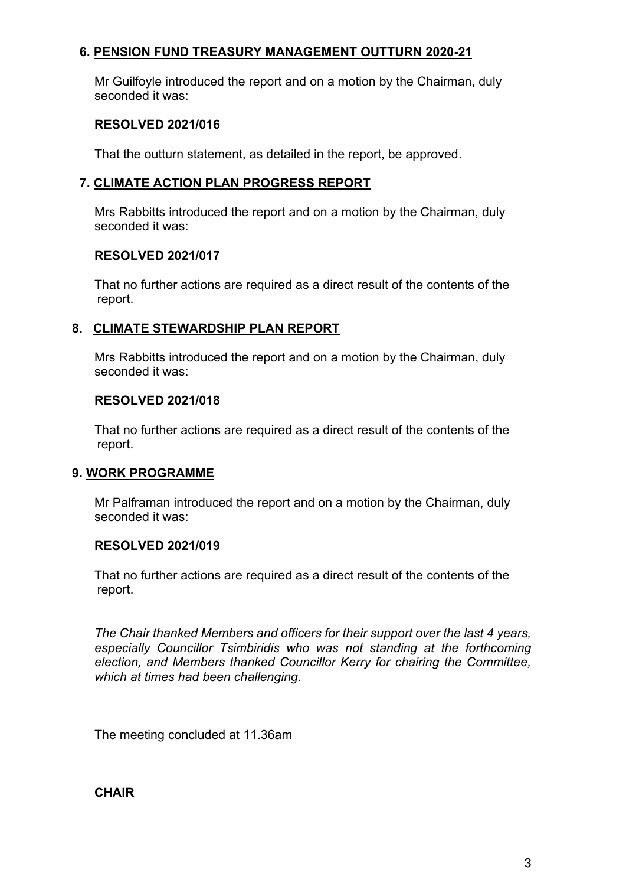## 6. PENSION FUND TREASURY MANAGEMENT OUTTURN 2020-21

Mr Guilfoyle introduced the report and on a motion by the Chairman, duly seconded it was:

**RESOLVED 2021/016**

That the outturn statement, as detailed in the report, be approved.

## 7. CLIMATE ACTION PLAN PROGRESS REPORT

Mrs Rabbitts introduced the report and on a motion by the Chairman, duly seconded it was:

**RESOLVED 2021/017**

That no further actions are required as a direct result of the contents of the report.

## 8. CLIMATE STEWARDSHIP PLAN REPORT

Mrs Rabbitts introduced the report and on a motion by the Chairman, duly seconded it was:

**RESOLVED 2021/018**

That no further actions are required as a direct result of the contents of the report.

## 9. WORK PROGRAMME

Mr Palframan introduced the report and on a motion by the Chairman, duly seconded it was:

**RESOLVED 2021/019**

That no further actions are required as a direct result of the contents of the report.

*The Chair thanked Members and officers for their support over the last 4 years, especially Councillor Tsimbiridis who was not standing at the forthcoming election, and Members thanked Councillor Kerry for chairing the Committee, which at times had been challenging.*

The meeting concluded at 11.36am

**CHAIR**